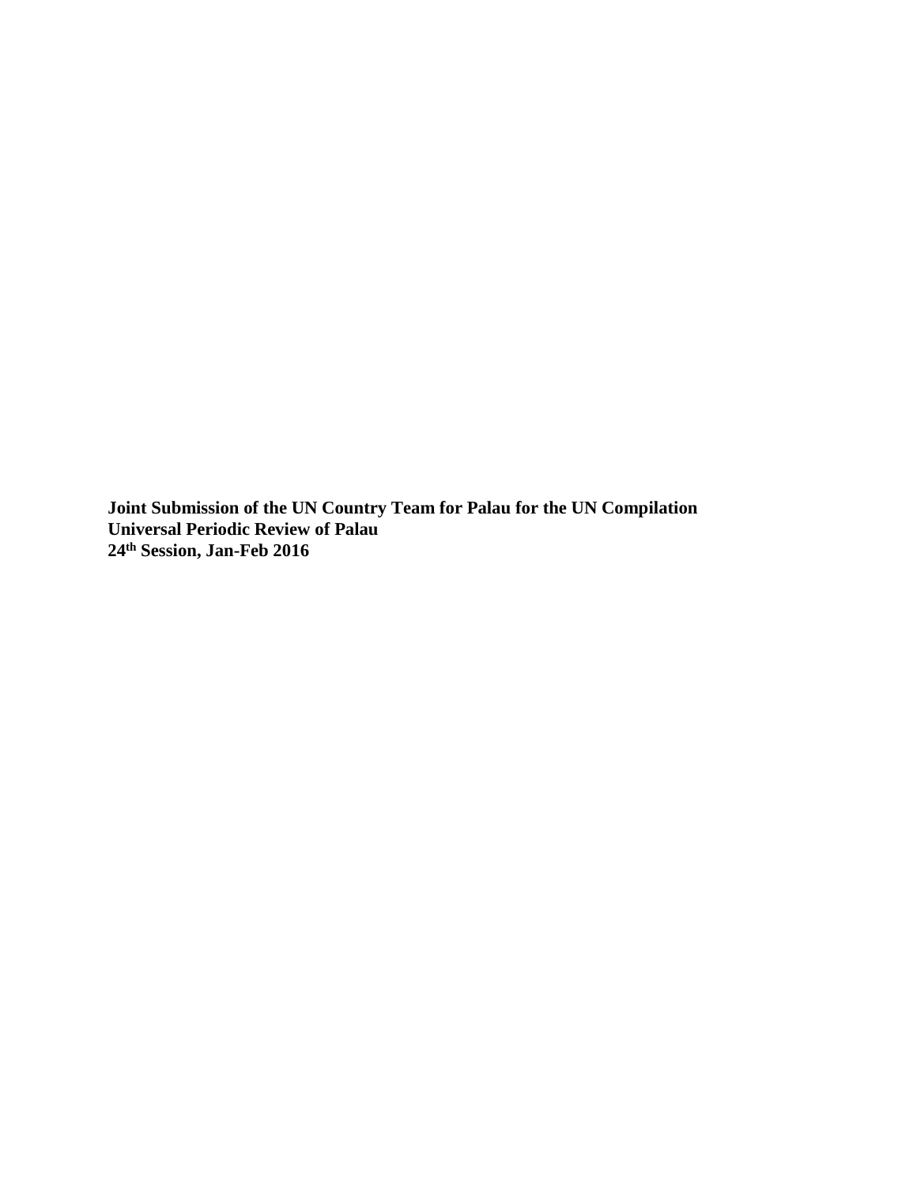**Joint Submission of the UN Country Team for Palau for the UN Compilation**
**Universal Periodic Review of Palau**
**24th Session, Jan-Feb 2016**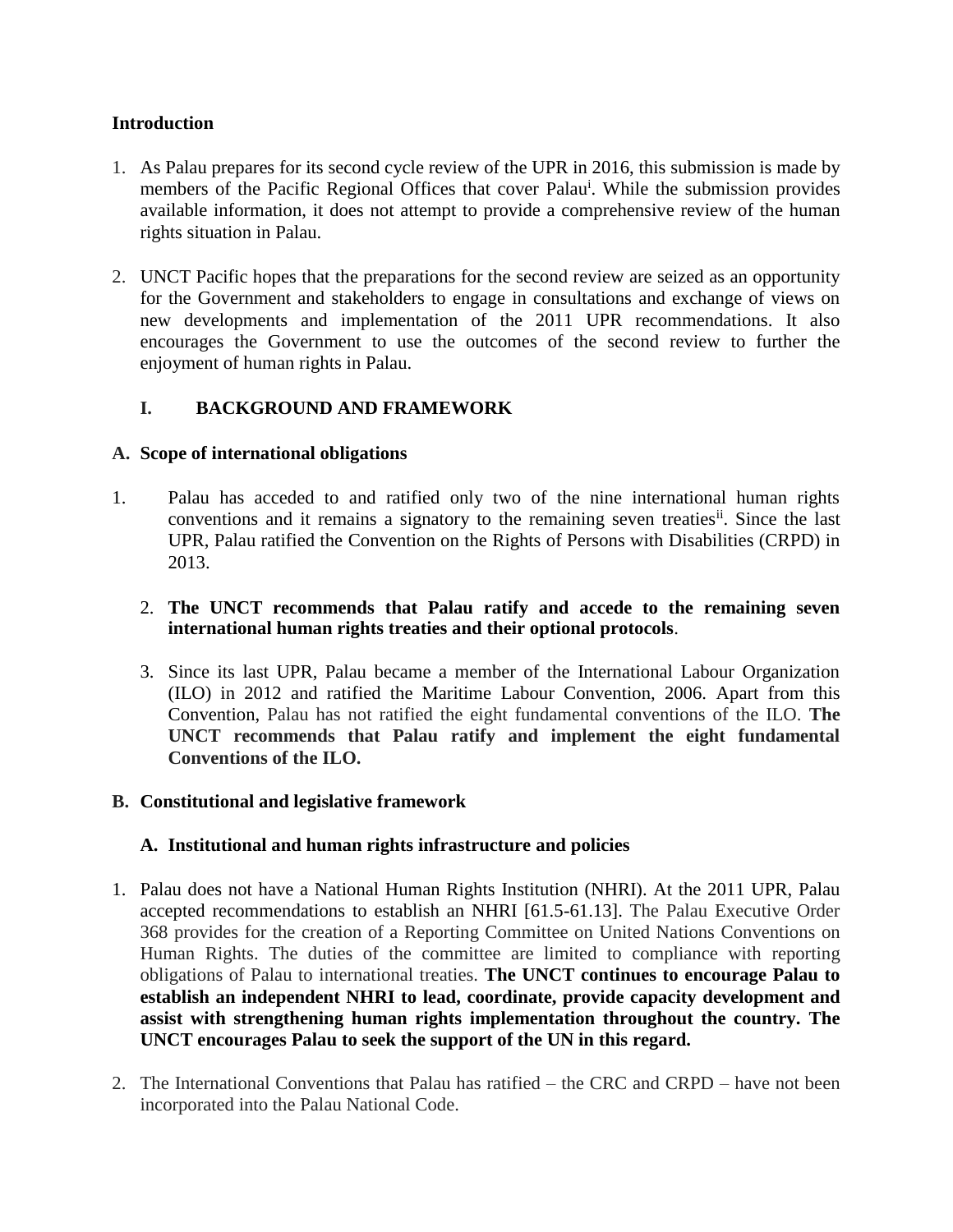## Introduction

1. As Palau prepares for its second cycle review of the UPR in 2016, this submission is made by members of the Pacific Regional Offices that cover Palau[i]. While the submission provides available information, it does not attempt to provide a comprehensive review of the human rights situation in Palau.

2. UNCT Pacific hopes that the preparations for the second review are seized as an opportunity for the Government and stakeholders to engage in consultations and exchange of views on new developments and implementation of the 2011 UPR recommendations. It also encourages the Government to use the outcomes of the second review to further the enjoyment of human rights in Palau.

## I. BACKGROUND AND FRAMEWORK

### A. Scope of international obligations

1. Palau has acceded to and ratified only two of the nine international human rights conventions and it remains a signatory to the remaining seven treaties[ii]. Since the last UPR, Palau ratified the Convention on the Rights of Persons with Disabilities (CRPD) in 2013.

2. **The UNCT recommends that Palau ratify and accede to the remaining seven international human rights treaties and their optional protocols**.

3. Since its last UPR, Palau became a member of the International Labour Organization (ILO) in 2012 and ratified the Maritime Labour Convention, 2006. Apart from this Convention, Palau has not ratified the eight fundamental conventions of the ILO. **The UNCT recommends that Palau ratify and implement the eight fundamental Conventions of the ILO.**

### B. Constitutional and legislative framework

#### A. Institutional and human rights infrastructure and policies

1. Palau does not have a National Human Rights Institution (NHRI). At the 2011 UPR, Palau accepted recommendations to establish an NHRI [61.5-61.13]. The Palau Executive Order 368 provides for the creation of a Reporting Committee on United Nations Conventions on Human Rights. The duties of the committee are limited to compliance with reporting obligations of Palau to international treaties. **The UNCT continues to encourage Palau to establish an independent NHRI to lead, coordinate, provide capacity development and assist with strengthening human rights implementation throughout the country. The UNCT encourages Palau to seek the support of the UN in this regard.**

2. The International Conventions that Palau has ratified – the CRC and CRPD – have not been incorporated into the Palau National Code.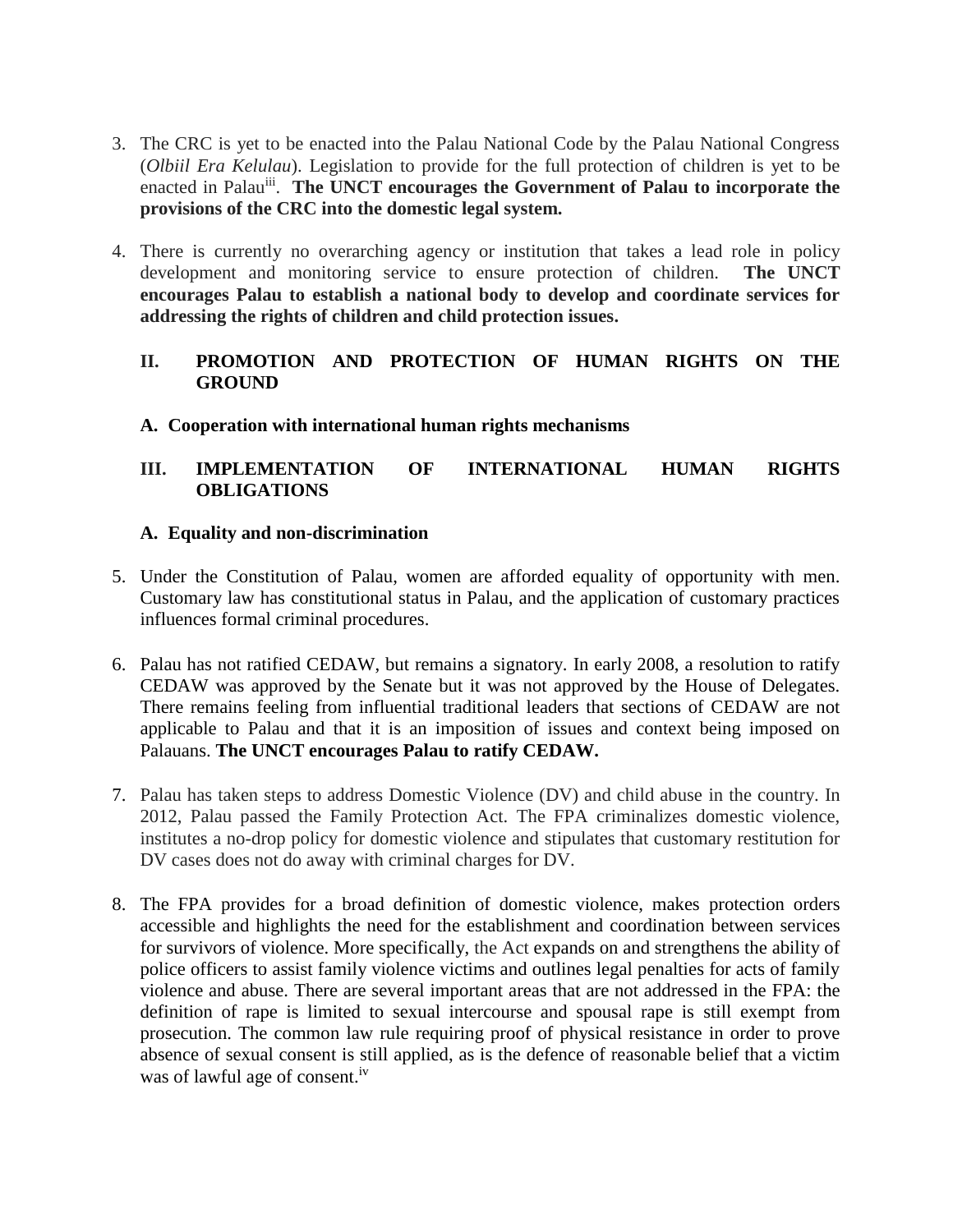3. The CRC is yet to be enacted into the Palau National Code by the Palau National Congress (*Olbiil Era Kelulau*). Legislation to provide for the full protection of children is yet to be enacted in Palau[iii]. **The UNCT encourages the Government of Palau to incorporate the provisions of the CRC into the domestic legal system.**

4. There is currently no overarching agency or institution that takes a lead role in policy development and monitoring service to ensure protection of children. **The UNCT encourages Palau to establish a national body to develop and coordinate services for addressing the rights of children and child protection issues.**

## II. PROMOTION AND PROTECTION OF HUMAN RIGHTS ON THE GROUND

### A. Cooperation with international human rights mechanisms

## III. IMPLEMENTATION OF INTERNATIONAL HUMAN RIGHTS OBLIGATIONS

### A. Equality and non-discrimination

5. Under the Constitution of Palau, women are afforded equality of opportunity with men. Customary law has constitutional status in Palau, and the application of customary practices influences formal criminal procedures.

6. Palau has not ratified CEDAW, but remains a signatory. In early 2008, a resolution to ratify CEDAW was approved by the Senate but it was not approved by the House of Delegates. There remains feeling from influential traditional leaders that sections of CEDAW are not applicable to Palau and that it is an imposition of issues and context being imposed on Palauans. **The UNCT encourages Palau to ratify CEDAW.**

7. Palau has taken steps to address Domestic Violence (DV) and child abuse in the country. In 2012, Palau passed the Family Protection Act. The FPA criminalizes domestic violence, institutes a no-drop policy for domestic violence and stipulates that customary restitution for DV cases does not do away with criminal charges for DV.

8. The FPA provides for a broad definition of domestic violence, makes protection orders accessible and highlights the need for the establishment and coordination between services for survivors of violence. More specifically, the Act expands on and strengthens the ability of police officers to assist family violence victims and outlines legal penalties for acts of family violence and abuse. There are several important areas that are not addressed in the FPA: the definition of rape is limited to sexual intercourse and spousal rape is still exempt from prosecution. The common law rule requiring proof of physical resistance in order to prove absence of sexual consent is still applied, as is the defence of reasonable belief that a victim was of lawful age of consent.[iv]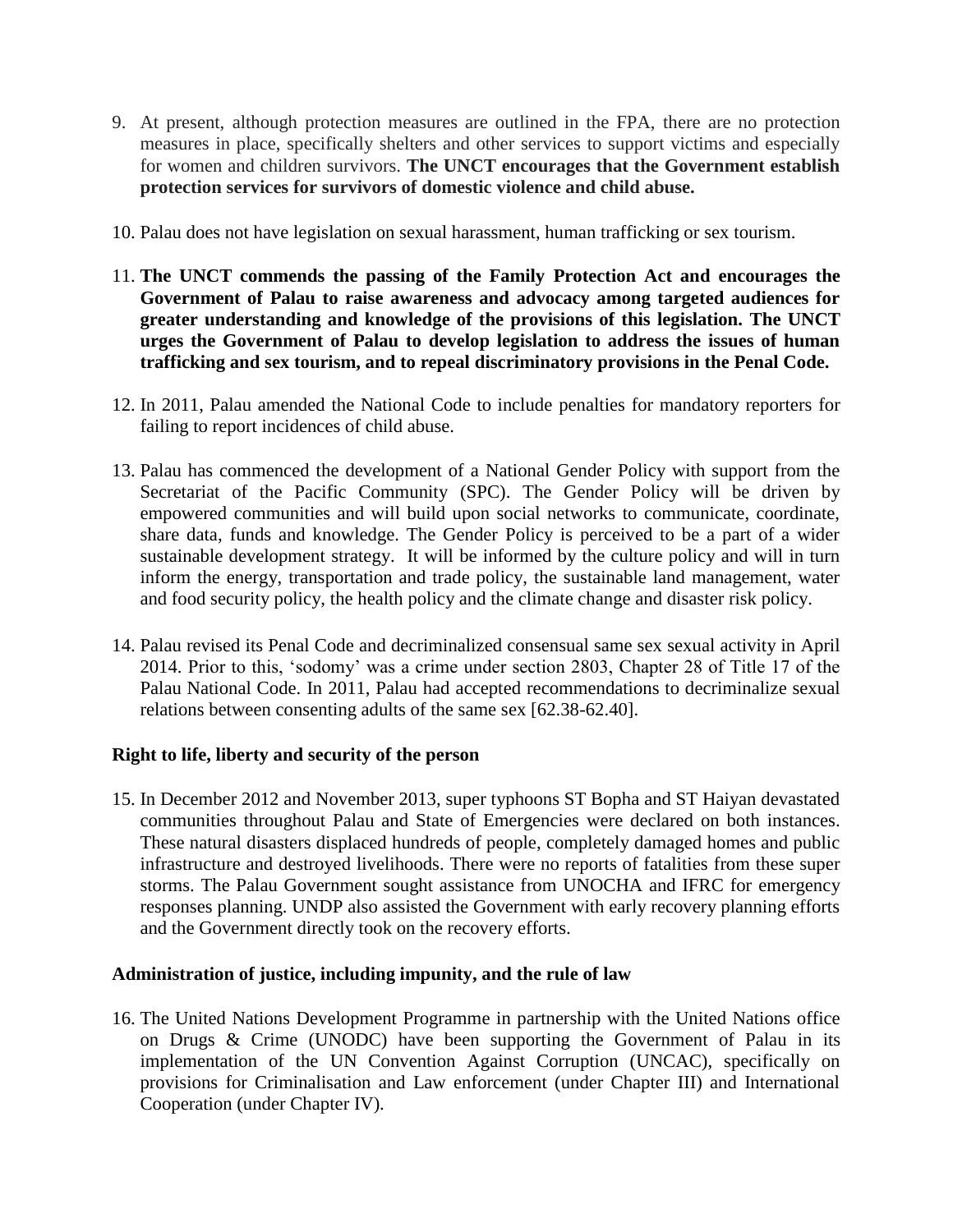9. At present, although protection measures are outlined in the FPA, there are no protection measures in place, specifically shelters and other services to support victims and especially for women and children survivors. **The UNCT encourages that the Government establish protection services for survivors of domestic violence and child abuse.**

10. Palau does not have legislation on sexual harassment, human trafficking or sex tourism.

11. **The UNCT commends the passing of the Family Protection Act and encourages the Government of Palau to raise awareness and advocacy among targeted audiences for greater understanding and knowledge of the provisions of this legislation. The UNCT urges the Government of Palau to develop legislation to address the issues of human trafficking and sex tourism, and to repeal discriminatory provisions in the Penal Code.**

12. In 2011, Palau amended the National Code to include penalties for mandatory reporters for failing to report incidences of child abuse.

13. Palau has commenced the development of a National Gender Policy with support from the Secretariat of the Pacific Community (SPC). The Gender Policy will be driven by empowered communities and will build upon social networks to communicate, coordinate, share data, funds and knowledge. The Gender Policy is perceived to be a part of a wider sustainable development strategy. It will be informed by the culture policy and will in turn inform the energy, transportation and trade policy, the sustainable land management, water and food security policy, the health policy and the climate change and disaster risk policy.

14. Palau revised its Penal Code and decriminalized consensual same sex sexual activity in April 2014. Prior to this, 'sodomy' was a crime under section 2803, Chapter 28 of Title 17 of the Palau National Code. In 2011, Palau had accepted recommendations to decriminalize sexual relations between consenting adults of the same sex [62.38-62.40].

**Right to life, liberty and security of the person**

15. In December 2012 and November 2013, super typhoons ST Bopha and ST Haiyan devastated communities throughout Palau and State of Emergencies were declared on both instances. These natural disasters displaced hundreds of people, completely damaged homes and public infrastructure and destroyed livelihoods. There were no reports of fatalities from these super storms. The Palau Government sought assistance from UNOCHA and IFRC for emergency responses planning. UNDP also assisted the Government with early recovery planning efforts and the Government directly took on the recovery efforts.

**Administration of justice, including impunity, and the rule of law**

16. The United Nations Development Programme in partnership with the United Nations office on Drugs & Crime (UNODC) have been supporting the Government of Palau in its implementation of the UN Convention Against Corruption (UNCAC), specifically on provisions for Criminalisation and Law enforcement (under Chapter III) and International Cooperation (under Chapter IV).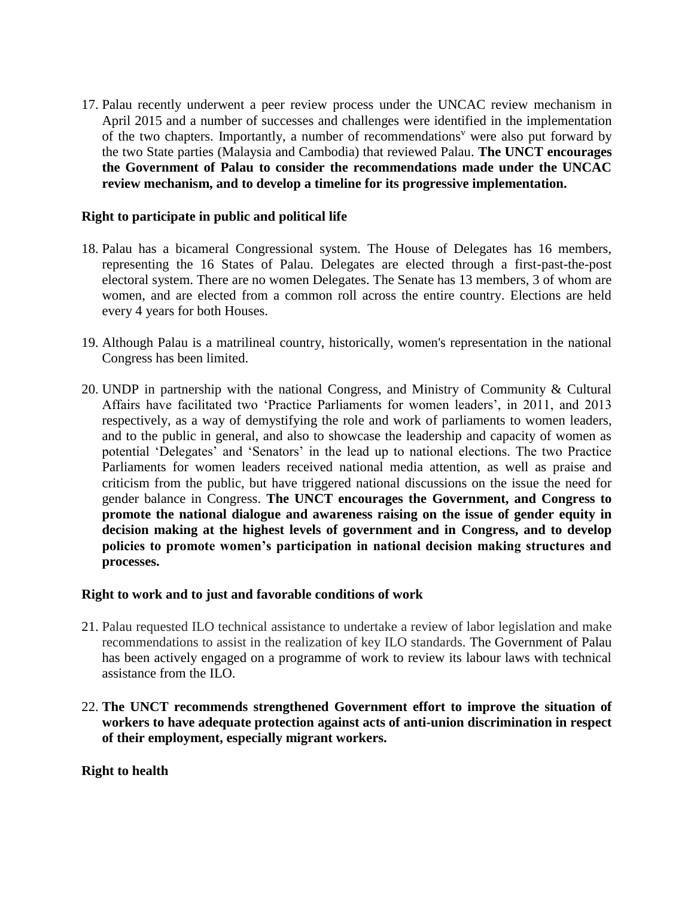17. Palau recently underwent a peer review process under the UNCAC review mechanism in April 2015 and a number of successes and challenges were identified in the implementation of the two chapters. Importantly, a number of recommendations[v] were also put forward by the two State parties (Malaysia and Cambodia) that reviewed Palau. **The UNCT encourages the Government of Palau to consider the recommendations made under the UNCAC review mechanism, and to develop a timeline for its progressive implementation.**

**Right to participate in public and political life**

18. Palau has a bicameral Congressional system. The House of Delegates has 16 members, representing the 16 States of Palau. Delegates are elected through a first-past-the-post electoral system. There are no women Delegates. The Senate has 13 members, 3 of whom are women, and are elected from a common roll across the entire country. Elections are held every 4 years for both Houses.

19. Although Palau is a matrilineal country, historically, women's representation in the national Congress has been limited.

20. UNDP in partnership with the national Congress, and Ministry of Community & Cultural Affairs have facilitated two 'Practice Parliaments for women leaders', in 2011, and 2013 respectively, as a way of demystifying the role and work of parliaments to women leaders, and to the public in general, and also to showcase the leadership and capacity of women as potential 'Delegates' and 'Senators' in the lead up to national elections. The two Practice Parliaments for women leaders received national media attention, as well as praise and criticism from the public, but have triggered national discussions on the issue the need for gender balance in Congress. **The UNCT encourages the Government, and Congress to promote the national dialogue and awareness raising on the issue of gender equity in decision making at the highest levels of government and in Congress, and to develop policies to promote women's participation in national decision making structures and processes.**

**Right to work and to just and favorable conditions of work**

21. Palau requested ILO technical assistance to undertake a review of labor legislation and make recommendations to assist in the realization of key ILO standards. The Government of Palau has been actively engaged on a programme of work to review its labour laws with technical assistance from the ILO.

22. **The UNCT recommends strengthened Government effort to improve the situation of workers to have adequate protection against acts of anti-union discrimination in respect of their employment, especially migrant workers.**

**Right to health**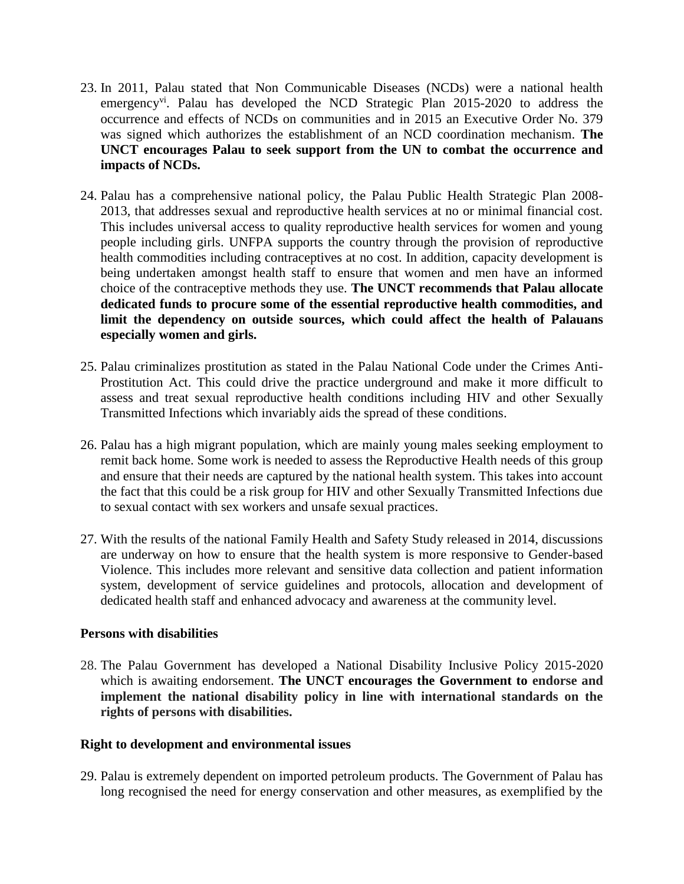23. In 2011, Palau stated that Non Communicable Diseases (NCDs) were a national health emergency[vi]. Palau has developed the NCD Strategic Plan 2015-2020 to address the occurrence and effects of NCDs on communities and in 2015 an Executive Order No. 379 was signed which authorizes the establishment of an NCD coordination mechanism. **The UNCT encourages Palau to seek support from the UN to combat the occurrence and impacts of NCDs.**

24. Palau has a comprehensive national policy, the Palau Public Health Strategic Plan 2008-2013, that addresses sexual and reproductive health services at no or minimal financial cost. This includes universal access to quality reproductive health services for women and young people including girls. UNFPA supports the country through the provision of reproductive health commodities including contraceptives at no cost. In addition, capacity development is being undertaken amongst health staff to ensure that women and men have an informed choice of the contraceptive methods they use. **The UNCT recommends that Palau allocate dedicated funds to procure some of the essential reproductive health commodities, and limit the dependency on outside sources, which could affect the health of Palauans especially women and girls.**

25. Palau criminalizes prostitution as stated in the Palau National Code under the Crimes Anti-Prostitution Act. This could drive the practice underground and make it more difficult to assess and treat sexual reproductive health conditions including HIV and other Sexually Transmitted Infections which invariably aids the spread of these conditions.

26. Palau has a high migrant population, which are mainly young males seeking employment to remit back home. Some work is needed to assess the Reproductive Health needs of this group and ensure that their needs are captured by the national health system. This takes into account the fact that this could be a risk group for HIV and other Sexually Transmitted Infections due to sexual contact with sex workers and unsafe sexual practices.

27. With the results of the national Family Health and Safety Study released in 2014, discussions are underway on how to ensure that the health system is more responsive to Gender-based Violence. This includes more relevant and sensitive data collection and patient information system, development of service guidelines and protocols, allocation and development of dedicated health staff and enhanced advocacy and awareness at the community level.

**Persons with disabilities**

28. The Palau Government has developed a National Disability Inclusive Policy 2015-2020 which is awaiting endorsement. **The UNCT encourages the Government to endorse and implement the national disability policy in line with international standards on the rights of persons with disabilities.**

**Right to development and environmental issues**

29. Palau is extremely dependent on imported petroleum products. The Government of Palau has long recognised the need for energy conservation and other measures, as exemplified by the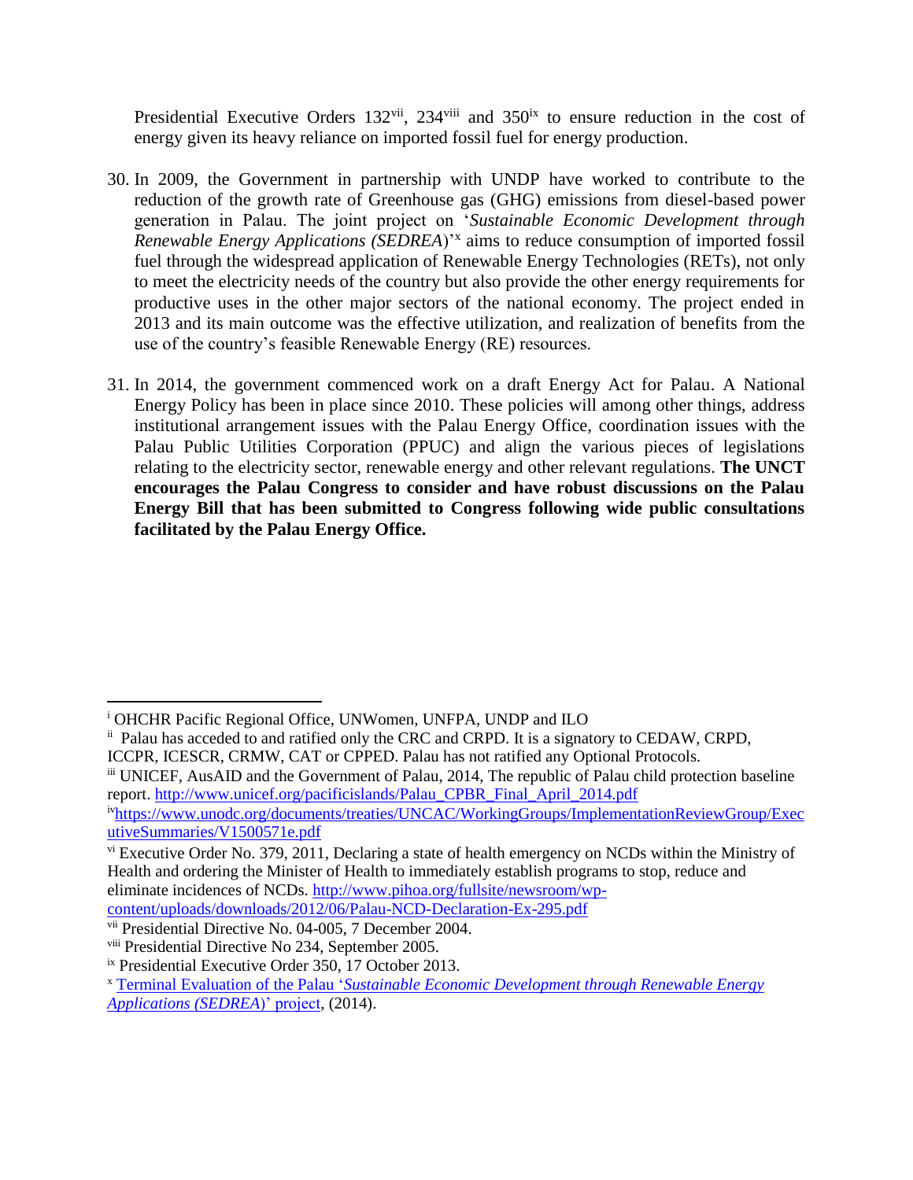Presidential Executive Orders 132[vii], 234[viii] and 350[ix] to ensure reduction in the cost of energy given its heavy reliance on imported fossil fuel for energy production.

30. In 2009, the Government in partnership with UNDP have worked to contribute to the reduction of the growth rate of Greenhouse gas (GHG) emissions from diesel-based power generation in Palau. The joint project on '*Sustainable Economic Development through Renewable Energy Applications (SEDREA)*'[x] aims to reduce consumption of imported fossil fuel through the widespread application of Renewable Energy Technologies (RETs), not only to meet the electricity needs of the country but also provide the other energy requirements for productive uses in the other major sectors of the national economy. The project ended in 2013 and its main outcome was the effective utilization, and realization of benefits from the use of the country's feasible Renewable Energy (RE) resources.

31. In 2014, the government commenced work on a draft Energy Act for Palau. A National Energy Policy has been in place since 2010. These policies will among other things, address institutional arrangement issues with the Palau Energy Office, coordination issues with the Palau Public Utilities Corporation (PPUC) and align the various pieces of legislations relating to the electricity sector, renewable energy and other relevant regulations. **The UNCT encourages the Palau Congress to consider and have robust discussions on the Palau Energy Bill that has been submitted to Congress following wide public consultations facilitated by the Palau Energy Office.**

---

[i] OHCHR Pacific Regional Office, UNWomen, UNFPA, UNDP and ILO

[ii] Palau has acceded to and ratified only the CRC and CRPD. It is a signatory to CEDAW, CRPD, ICCPR, ICESCR, CRMW, CAT or CPPED. Palau has not ratified any Optional Protocols.

[iii] UNICEF, AusAID and the Government of Palau, 2014, The republic of Palau child protection baseline report. http://www.unicef.org/pacificislands/Palau_CPBR_Final_April_2014.pdf

[iv] https://www.unodc.org/documents/treaties/UNCAC/WorkingGroups/ImplementationReviewGroup/ExecutiveSummaries/V1500571e.pdf

[vi] Executive Order No. 379, 2011, Declaring a state of health emergency on NCDs within the Ministry of Health and ordering the Minister of Health to immediately establish programs to stop, reduce and eliminate incidences of NCDs. http://www.pihoa.org/fullsite/newsroom/wp-content/uploads/downloads/2012/06/Palau-NCD-Declaration-Ex-295.pdf

[vii] Presidential Directive No. 04-005, 7 December 2004.

[viii] Presidential Directive No 234, September 2005.

[ix] Presidential Executive Order 350, 17 October 2013.

[x] Terminal Evaluation of the Palau '*Sustainable Economic Development through Renewable Energy Applications (SEDREA)*' project, (2014).